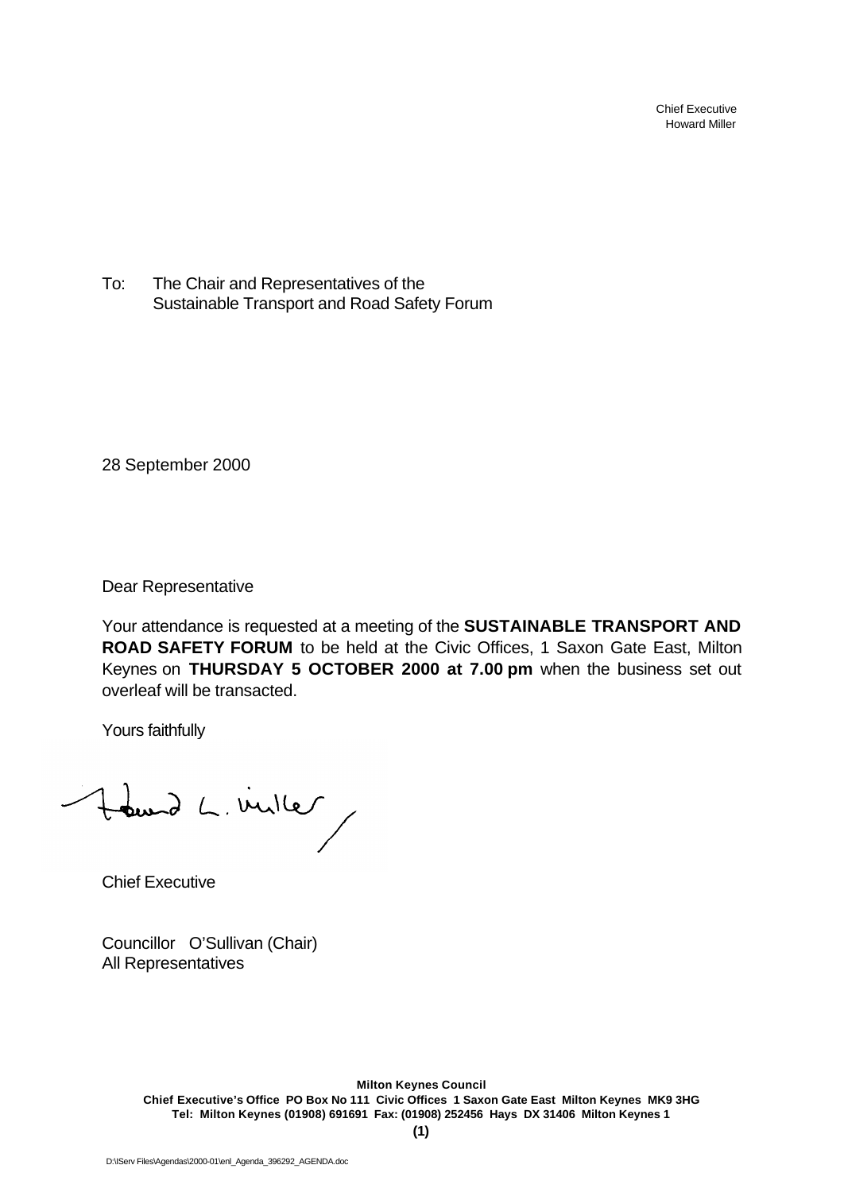Chief Executive
Howard Miller

To: The Chair and Representatives of the
Sustainable Transport and Road Safety Forum

28 September 2000

Dear Representative

Your attendance is requested at a meeting of the **SUSTAINABLE TRANSPORT AND ROAD SAFETY FORUM** to be held at the Civic Offices, 1 Saxon Gate East, Milton Keynes on **THURSDAY 5 OCTOBER 2000 at 7.00 pm** when the business set out overleaf will be transacted.

Yours faithfully

Chief Executive

Councillor O'Sullivan (Chair)
All Representatives

**Milton Keynes Council**
**Chief Executive's Office PO Box No 111 Civic Offices 1 Saxon Gate East Milton Keynes MK9 3HG**
**Tel: Milton Keynes (01908) 691691 Fax: (01908) 252456 Hays DX 31406 Milton Keynes 1**

D:\IServ Files\Agendas\2000-01\enl_Agenda_396292_AGENDA.doc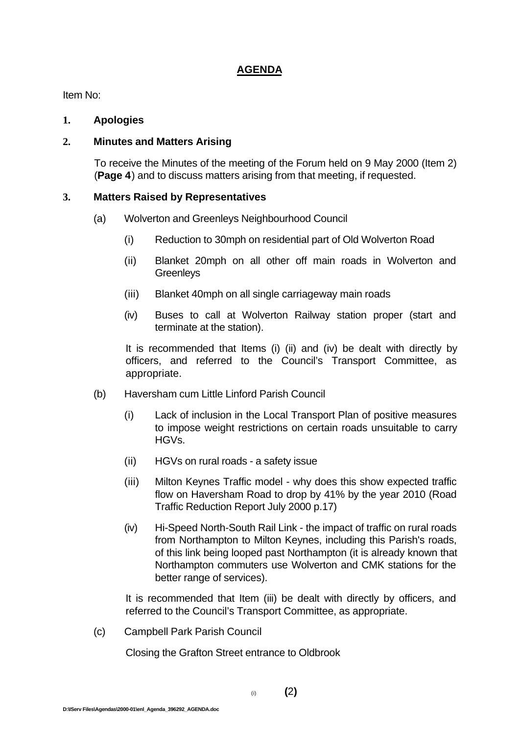## AGENDA

Item No:

**1. Apologies**

**2. Minutes and Matters Arising**

To receive the Minutes of the meeting of the Forum held on 9 May 2000 (Item 2) (**Page 4**) and to discuss matters arising from that meeting, if requested.

**3. Matters Raised by Representatives**

(a) Wolverton and Greenleys Neighbourhood Council

- (i) Reduction to 30mph on residential part of Old Wolverton Road
- (ii) Blanket 20mph on all other off main roads in Wolverton and Greenleys
- (iii) Blanket 40mph on all single carriageway main roads
- (iv) Buses to call at Wolverton Railway station proper (start and terminate at the station).

It is recommended that Items (i) (ii) and (iv) be dealt with directly by officers, and referred to the Council's Transport Committee, as appropriate.

(b) Haversham cum Little Linford Parish Council

- (i) Lack of inclusion in the Local Transport Plan of positive measures to impose weight restrictions on certain roads unsuitable to carry HGVs.
- (ii) HGVs on rural roads - a safety issue
- (iii) Milton Keynes Traffic model - why does this show expected traffic flow on Haversham Road to drop by 41% by the year 2010 (Road Traffic Reduction Report July 2000 p.17)
- (iv) Hi-Speed North-South Rail Link - the impact of traffic on rural roads from Northampton to Milton Keynes, including this Parish's roads, of this link being looped past Northampton (it is already known that Northampton commuters use Wolverton and CMK stations for the better range of services).

It is recommended that Item (iii) be dealt with directly by officers, and referred to the Council's Transport Committee, as appropriate.

(c) Campbell Park Parish Council

Closing the Grafton Street entrance to Oldbrook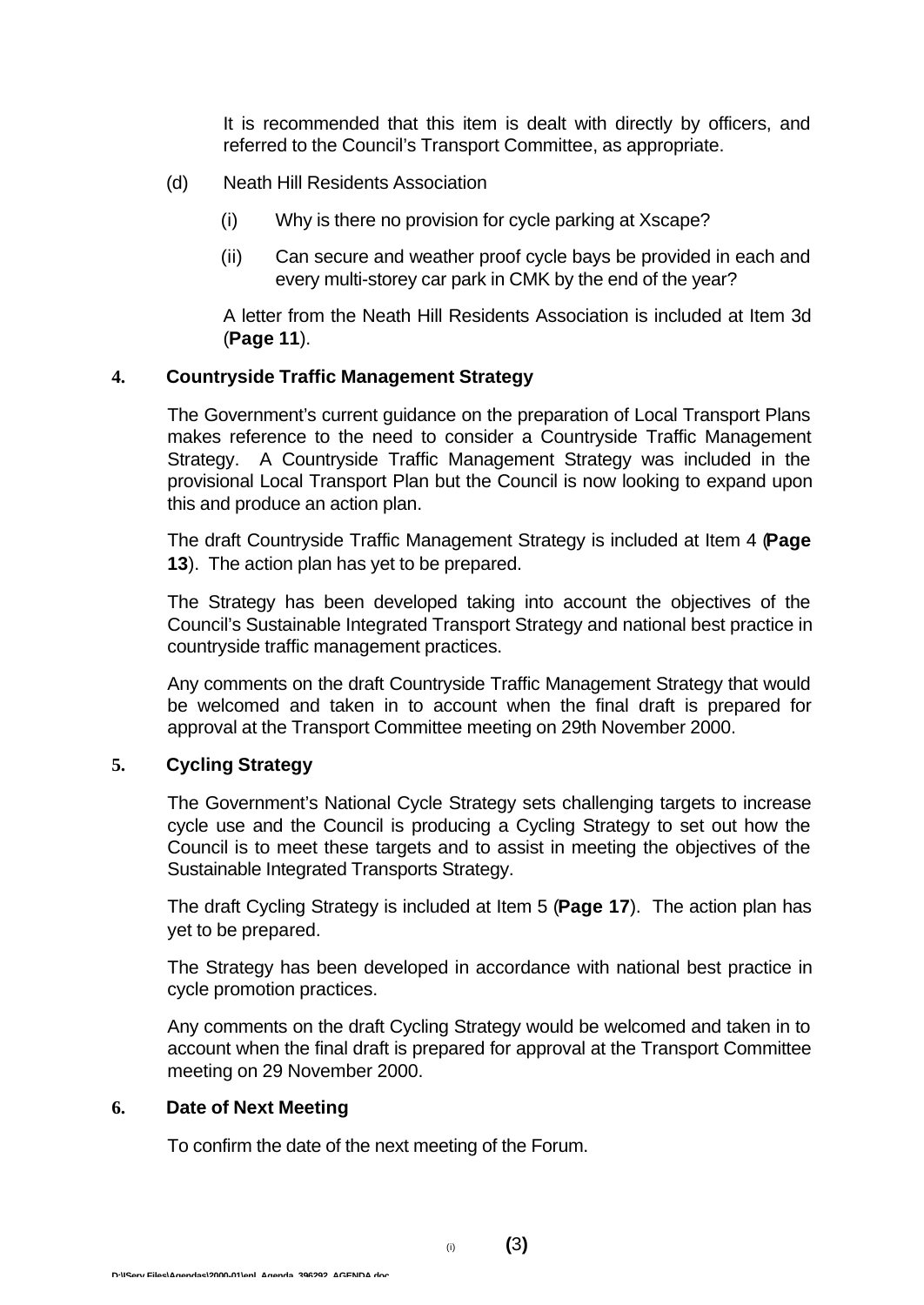It is recommended that this item is dealt with directly by officers, and referred to the Council's Transport Committee, as appropriate.

(d) Neath Hill Residents Association

(i) Why is there no provision for cycle parking at Xscape?

(ii) Can secure and weather proof cycle bays be provided in each and every multi-storey car park in CMK by the end of the year?

A letter from the Neath Hill Residents Association is included at Item 3d (**Page 11**).

## 4. Countryside Traffic Management Strategy

The Government's current guidance on the preparation of Local Transport Plans makes reference to the need to consider a Countryside Traffic Management Strategy. A Countryside Traffic Management Strategy was included in the provisional Local Transport Plan but the Council is now looking to expand upon this and produce an action plan.

The draft Countryside Traffic Management Strategy is included at Item 4 (**Page 13**). The action plan has yet to be prepared.

The Strategy has been developed taking into account the objectives of the Council's Sustainable Integrated Transport Strategy and national best practice in countryside traffic management practices.

Any comments on the draft Countryside Traffic Management Strategy that would be welcomed and taken in to account when the final draft is prepared for approval at the Transport Committee meeting on 29th November 2000.

## 5. Cycling Strategy

The Government's National Cycle Strategy sets challenging targets to increase cycle use and the Council is producing a Cycling Strategy to set out how the Council is to meet these targets and to assist in meeting the objectives of the Sustainable Integrated Transports Strategy.

The draft Cycling Strategy is included at Item 5 (**Page 17**). The action plan has yet to be prepared.

The Strategy has been developed in accordance with national best practice in cycle promotion practices.

Any comments on the draft Cycling Strategy would be welcomed and taken in to account when the final draft is prepared for approval at the Transport Committee meeting on 29 November 2000.

## 6. Date of Next Meeting

To confirm the date of the next meeting of the Forum.